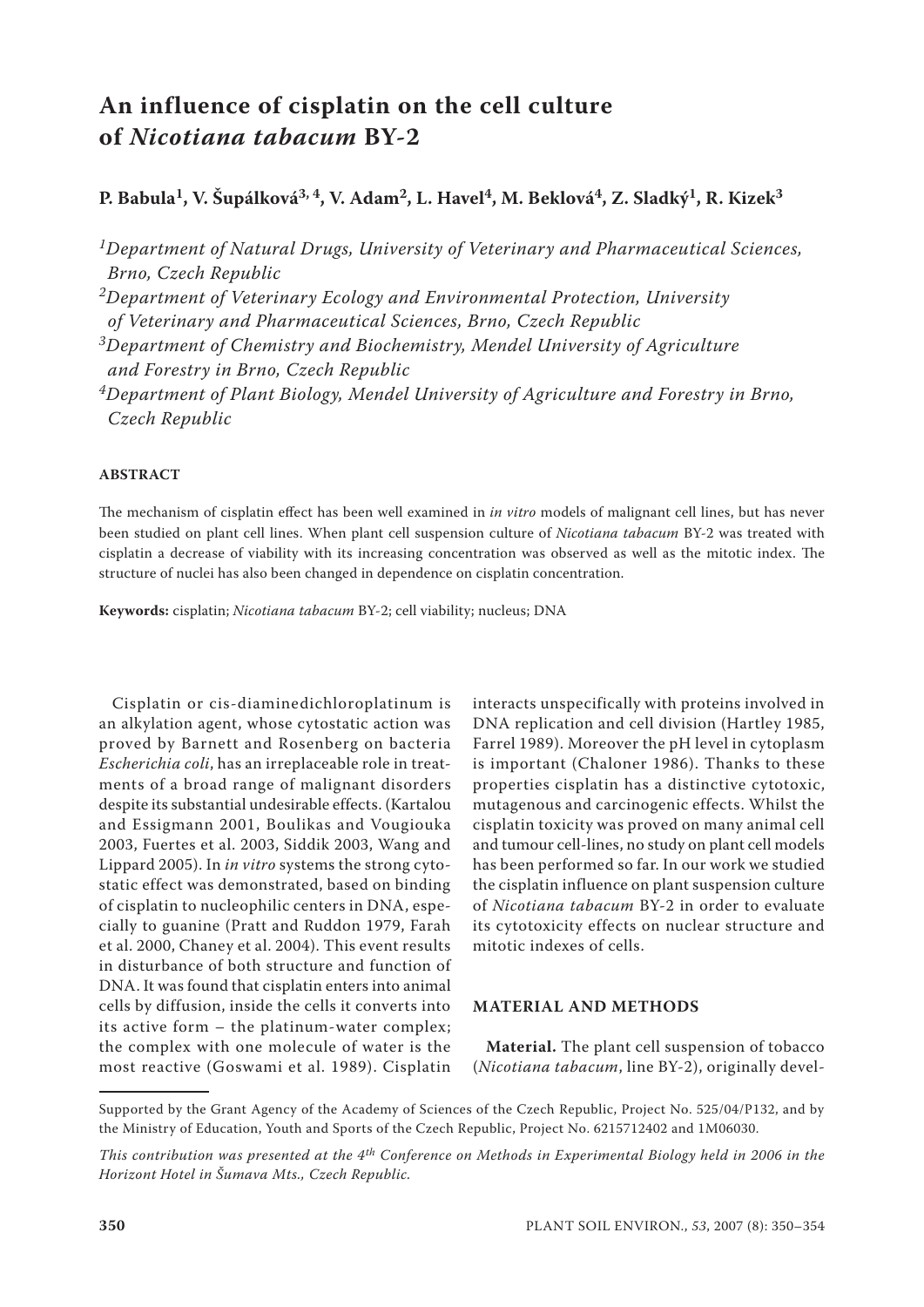# An influence of cisplatin on the cell culture of *Nicotiana tabacum* BY-2

**P. Babula[1], V. Šupálková[3,4], V. Adam[2], L. Havel[4], M. Beklová[4], Z. Sladký[1], R. Kizek[3]**

*[1]Department of Natural Drugs, University of Veterinary and Pharmaceutical Sciences, Brno, Czech Republic*
*[2]Department of Veterinary Ecology and Environmental Protection, University of Veterinary and Pharmaceutical Sciences, Brno, Czech Republic*
*[3]Department of Chemistry and Biochemistry, Mendel University of Agriculture and Forestry in Brno, Czech Republic*
*[4]Department of Plant Biology, Mendel University of Agriculture and Forestry in Brno, Czech Republic*

## ABSTRACT

The mechanism of cisplatin effect has been well examined in *in vitro* models of malignant cell lines, but has never been studied on plant cell lines. When plant cell suspension culture of *Nicotiana tabacum* BY-2 was treated with cisplatin a decrease of viability with its increasing concentration was observed as well as the mitotic index. The structure of nuclei has also been changed in dependence on cisplatin concentration.

**Keywords:** cisplatin; *Nicotiana tabacum* BY-2; cell viability; nucleus; DNA

Cisplatin or cis-diaminedichloroplatinum is an alkylation agent, whose cytostatic action was proved by Barnett and Rosenberg on bacteria *Escherichia coli*, has an irreplaceable role in treatments of a broad range of malignant disorders despite its substantial undesirable effects. (Kartalou and Essigmann 2001, Boulikas and Vougiouka 2003, Fuertes et al. 2003, Siddik 2003, Wang and Lippard 2005). In *in vitro* systems the strong cytostatic effect was demonstrated, based on binding of cisplatin to nucleophilic centers in DNA, especially to guanine (Pratt and Ruddon 1979, Farah et al. 2000, Chaney et al. 2004). This event results in disturbance of both structure and function of DNA. It was found that cisplatin enters into animal cells by diffusion, inside the cells it converts into its active form – the platinum-water complex; the complex with one molecule of water is the most reactive (Goswami et al. 1989). Cisplatin interacts unspecifically with proteins involved in DNA replication and cell division (Hartley 1985, Farrel 1989). Moreover the pH level in cytoplasm is important (Chaloner 1986). Thanks to these properties cisplatin has a distinctive cytotoxic, mutagenous and carcinogenic effects. Whilst the cisplatin toxicity was proved on many animal cell and tumour cell-lines, no study on plant cell models has been performed so far. In our work we studied the cisplatin influence on plant suspension culture of *Nicotiana tabacum* BY-2 in order to evaluate its cytotoxicity effects on nuclear structure and mitotic indexes of cells.

## MATERIAL AND METHODS

**Material.** The plant cell suspension of tobacco (*Nicotiana tabacum*, line BY-2), originally devel-

Supported by the Grant Agency of the Academy of Sciences of the Czech Republic, Project No. 525/04/P132, and by the Ministry of Education, Youth and Sports of the Czech Republic, Project No. 6215712402 and 1M06030.

*This contribution was presented at the 4th Conference on Methods in Experimental Biology held in 2006 in the Horizont Hotel in Šumava Mts., Czech Republic.*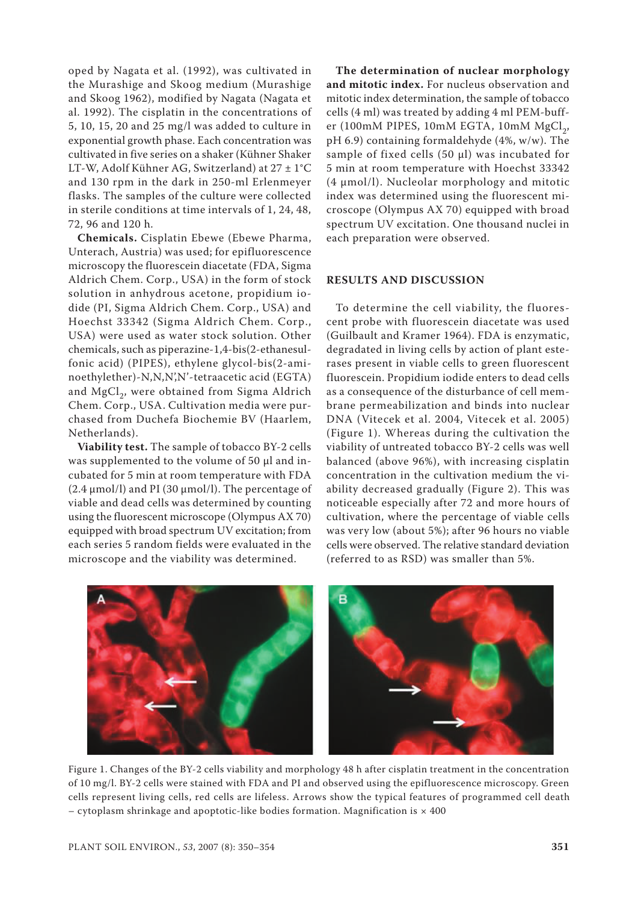oped by Nagata et al. (1992), was cultivated in the Murashige and Skoog medium (Murashige and Skoog 1962), modified by Nagata (Nagata et al. 1992). The cisplatin in the concentrations of 5, 10, 15, 20 and 25 mg/l was added to culture in exponential growth phase. Each concentration was cultivated in five series on a shaker (Kühner Shaker LT-W, Adolf Kühner AG, Switzerland) at 27 ± 1°C and 130 rpm in the dark in 250-ml Erlenmeyer flasks. The samples of the culture were collected in sterile conditions at time intervals of 1, 24, 48, 72, 96 and 120 h.

**Chemicals.** Cisplatin Ebewe (Ebewe Pharma, Unterach, Austria) was used; for epifluorescence microscopy the fluorescein diacetate (FDA, Sigma Aldrich Chem. Corp., USA) in the form of stock solution in anhydrous acetone, propidium iodide (PI, Sigma Aldrich Chem. Corp., USA) and Hoechst 33342 (Sigma Aldrich Chem. Corp., USA) were used as water stock solution. Other chemicals, such as piperazine-1,4-bis(2-ethanesulfonic acid) (PIPES), ethylene glycol-bis(2-aminoethylether)-N,N,N',N'-tetraacetic acid (EGTA) and $MgCl_2$, were obtained from Sigma Aldrich Chem. Corp., USA. Cultivation media were purchased from Duchefa Biochemie BV (Haarlem, Netherlands).

**Viability test.** The sample of tobacco BY-2 cells was supplemented to the volume of 50 μl and incubated for 5 min at room temperature with FDA (2.4 μmol/l) and PI (30 μmol/l). The percentage of viable and dead cells was determined by counting using the fluorescent microscope (Olympus AX 70) equipped with broad spectrum UV excitation; from each series 5 random fields were evaluated in the microscope and the viability was determined.

**The determination of nuclear morphology and mitotic index.** For nucleus observation and mitotic index determination, the sample of tobacco cells (4 ml) was treated by adding 4 ml PEM-buffer (100mM PIPES, 10mM EGTA, 10mM $MgCl_2$, pH 6.9) containing formaldehyde (4%, w/w). The sample of fixed cells (50 μl) was incubated for 5 min at room temperature with Hoechst 33342 (4 μmol/l). Nucleolar morphology and mitotic index was determined using the fluorescent microscope (Olympus AX 70) equipped with broad spectrum UV excitation. One thousand nuclei in each preparation were observed.

## RESULTS AND DISCUSSION

To determine the cell viability, the fluorescent probe with fluorescein diacetate was used (Guilbault and Kramer 1964). FDA is enzymatic, degradated in living cells by action of plant esterases present in viable cells to green fluorescent fluorescein. Propidium iodide enters to dead cells as a consequence of the disturbance of cell membrane permeabilization and binds into nuclear DNA (Vitecek et al. 2004, Vitecek et al. 2005) (Figure 1). Whereas during the cultivation the viability of untreated tobacco BY-2 cells was well balanced (above 96%), with increasing cisplatin concentration in the cultivation medium the viability decreased gradually (Figure 2). This was noticeable especially after 72 and more hours of cultivation, where the percentage of viable cells was very low (about 5%); after 96 hours no viable cells were observed. The relative standard deviation (referred to as RSD) was smaller than 5%.

Figure 1. Changes of the BY-2 cells viability and morphology 48 h after cisplatin treatment in the concentration of 10 mg/l. BY-2 cells were stained with FDA and PI and observed using the epifluorescence microscopy. Green cells represent living cells, red cells are lifeless. Arrows show the typical features of programmed cell death – cytoplasm shrinkage and apoptotic-like bodies formation. Magnification is × 400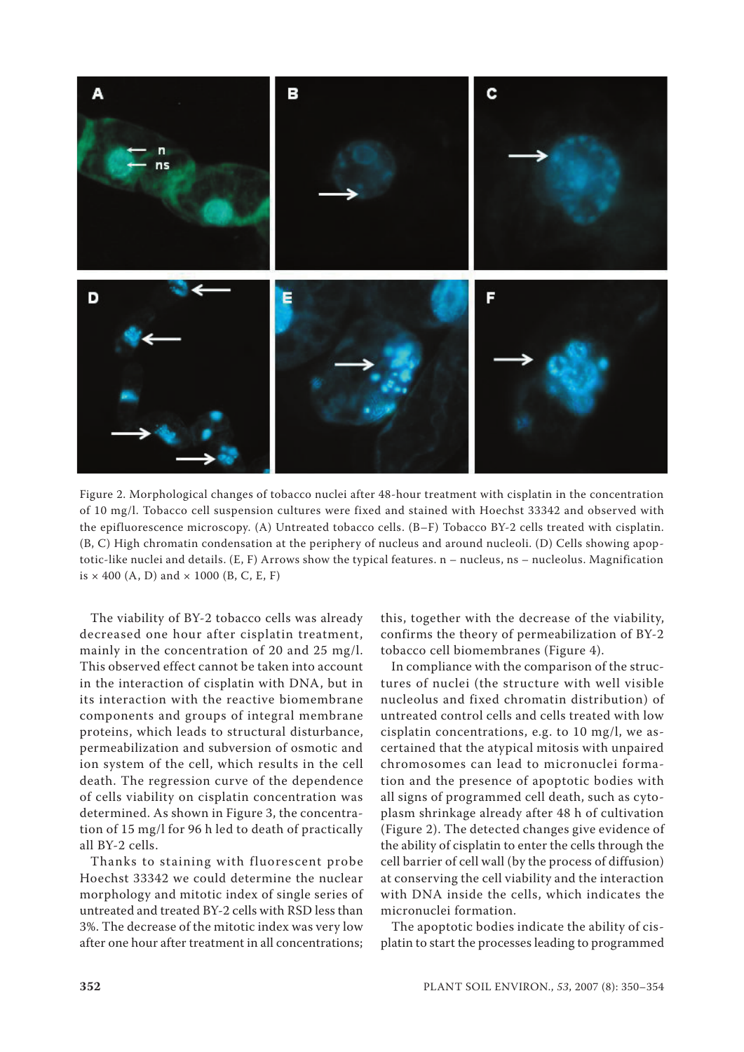Figure 2. Morphological changes of tobacco nuclei after 48-hour treatment with cisplatin in the concentration of 10 mg/l. Tobacco cell suspension cultures were fixed and stained with Hoechst 33342 and observed with the epifluorescence microscopy. (A) Untreated tobacco cells. (B–F) Tobacco BY-2 cells treated with cisplatin. (B, C) High chromatin condensation at the periphery of nucleus and around nucleoli. (D) Cells showing apoptotic-like nuclei and details. (E, F) Arrows show the typical features. n – nucleus, ns – nucleolus. Magnification is × 400 (A, D) and × 1000 (B, C, E, F)

The viability of BY-2 tobacco cells was already decreased one hour after cisplatin treatment, mainly in the concentration of 20 and 25 mg/l. This observed effect cannot be taken into account in the interaction of cisplatin with DNA, but in its interaction with the reactive biomembrane components and groups of integral membrane proteins, which leads to structural disturbance, permeabilization and subversion of osmotic and ion system of the cell, which results in the cell death. The regression curve of the dependence of cells viability on cisplatin concentration was determined. As shown in Figure 3, the concentration of 15 mg/l for 96 h led to death of practically all BY-2 cells.

Thanks to staining with fluorescent probe Hoechst 33342 we could determine the nuclear morphology and mitotic index of single series of untreated and treated BY-2 cells with RSD less than 3%. The decrease of the mitotic index was very low after one hour after treatment in all concentrations; this, together with the decrease of the viability, confirms the theory of permeabilization of BY-2 tobacco cell biomembranes (Figure 4).

In compliance with the comparison of the structures of nuclei (the structure with well visible nucleolus and fixed chromatin distribution) of untreated control cells and cells treated with low cisplatin concentrations, e.g. to 10 mg/l, we ascertained that the atypical mitosis with unpaired chromosomes can lead to micronuclei formation and the presence of apoptotic bodies with all signs of programmed cell death, such as cytoplasm shrinkage already after 48 h of cultivation (Figure 2). The detected changes give evidence of the ability of cisplatin to enter the cells through the cell barrier of cell wall (by the process of diffusion) at conserving the cell viability and the interaction with DNA inside the cells, which indicates the micronuclei formation.

The apoptotic bodies indicate the ability of cisplatin to start the processes leading to programmed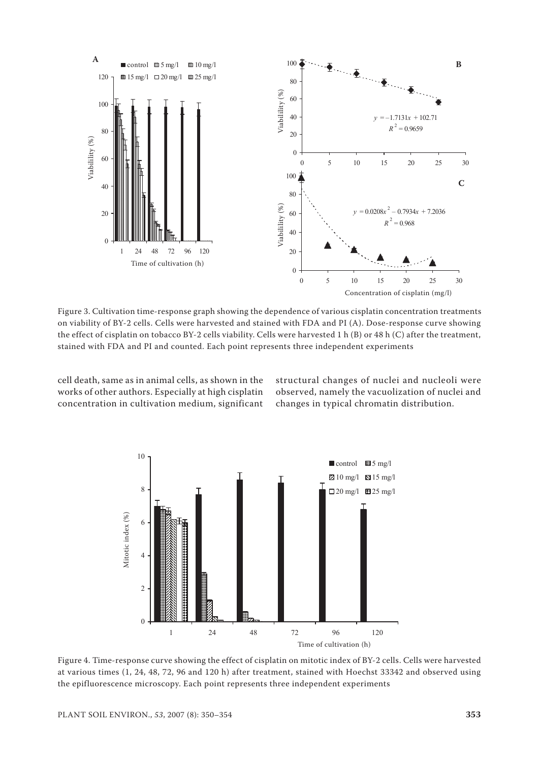Figure 3. Cultivation time-response graph showing the dependence of various cisplatin concentration treatments on viability of BY-2 cells. Cells were harvested and stained with FDA and PI (A). Dose-response curve showing the effect of cisplatin on tobacco BY-2 cells viability. Cells were harvested 1 h (B) or 48 h (C) after the treatment, stained with FDA and PI and counted. Each point represents three independent experiments

cell death, same as in animal cells, as shown in the works of other authors. Especially at high cisplatin concentration in cultivation medium, significant structural changes of nuclei and nucleoli were observed, namely the vacuolization of nuclei and changes in typical chromatin distribution.

Figure 4. Time-response curve showing the effect of cisplatin on mitotic index of BY-2 cells. Cells were harvested at various times (1, 24, 48, 72, 96 and 120 h) after treatment, stained with Hoechst 33342 and observed using the epifluorescence microscopy. Each point represents three independent experiments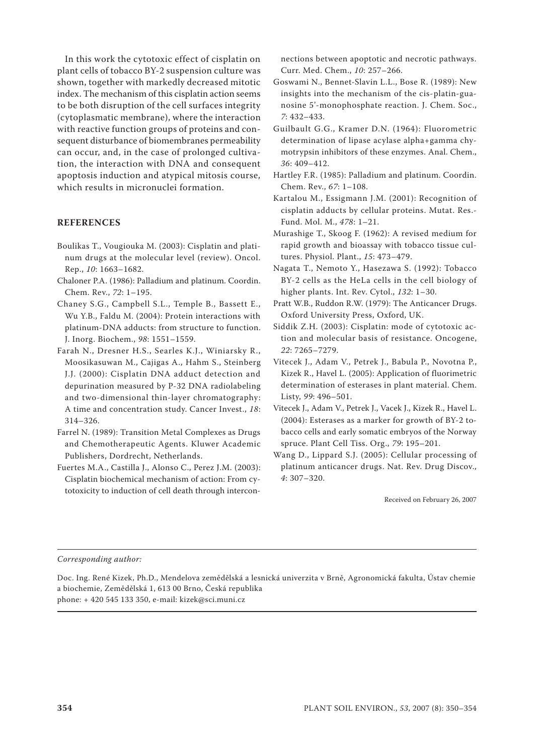In this work the cytotoxic effect of cisplatin on plant cells of tobacco BY-2 suspension culture was shown, together with markedly decreased mitotic index. The mechanism of this cisplatin action seems to be both disruption of the cell surfaces integrity (cytoplasmatic membrane), where the interaction with reactive function groups of proteins and consequent disturbance of biomembranes permeability can occur, and, in the case of prolonged cultivation, the interaction with DNA and consequent apoptosis induction and atypical mitosis course, which results in micronuclei formation.

## REFERENCES

Boulikas T., Vougiouka M. (2003): Cisplatin and platinum drugs at the molecular level (review). Oncol. Rep., *10*: 1663–1682.

Chaloner P.A. (1986): Palladium and platinum. Coordin. Chem. Rev., *72*: 1–195.

Chaney S.G., Campbell S.L., Temple B., Bassett E., Wu Y.B., Faldu M. (2004): Protein interactions with platinum-DNA adducts: from structure to function. J. Inorg. Biochem., *98*: 1551–1559.

Farah N., Dresner H.S., Searles K.J., Winiarsky R., Moosikasuwan M., Cajigas A., Hahm S., Steinberg J.J. (2000): Cisplatin DNA adduct detection and depurination measured by P-32 DNA radiolabeling and two-dimensional thin-layer chromatography: A time and concentration study. Cancer Invest., *18*: 314–326.

Farrel N. (1989): Transition Metal Complexes as Drugs and Chemotherapeutic Agents. Kluwer Academic Publishers, Dordrecht, Netherlands.

Fuertes M.A., Castilla J., Alonso C., Perez J.M. (2003): Cisplatin biochemical mechanism of action: From cytotoxicity to induction of cell death through interconnections between apoptotic and necrotic pathways. Curr. Med. Chem., *10*: 257–266.

Goswami N., Bennet-Slavin L.L., Bose R. (1989): New insights into the mechanism of the cis-platin-guanosine 5'-monophosphate reaction. J. Chem. Soc., *7*: 432–433.

Guilbault G.G., Kramer D.N. (1964): Fluorometric determination of lipase acylase alpha+gamma chymotrypsin inhibitors of these enzymes. Anal. Chem., *36*: 409–412.

Hartley F.R. (1985): Palladium and platinum. Coordin. Chem. Rev., *67*: 1–108.

Kartalou M., Essigmann J.M. (2001): Recognition of cisplatin adducts by cellular proteins. Mutat. Res.-Fund. Mol. M., *478*: 1–21.

Murashige T., Skoog F. (1962): A revised medium for rapid growth and bioassay with tobacco tissue cultures. Physiol. Plant., *15*: 473–479.

Nagata T., Nemoto Y., Hasezawa S. (1992): Tobacco BY-2 cells as the HeLa cells in the cell biology of higher plants. Int. Rev. Cytol., *132*: 1–30.

Pratt W.B., Ruddon R.W. (1979): The Anticancer Drugs. Oxford University Press, Oxford, UK.

Siddik Z.H. (2003): Cisplatin: mode of cytotoxic action and molecular basis of resistance. Oncogene, *22*: 7265–7279.

Vitecek J., Adam V., Petrek J., Babula P., Novotna P., Kizek R., Havel L. (2005): Application of fluorimetric determination of esterases in plant material. Chem. Listy, *99*: 496–501.

Vitecek J., Adam V., Petrek J., Vacek J., Kizek R., Havel L. (2004): Esterases as a marker for growth of BY-2 tobacco cells and early somatic embryos of the Norway spruce. Plant Cell Tiss. Org., *79*: 195–201.

Wang D., Lippard S.J. (2005): Cellular processing of platinum anticancer drugs. Nat. Rev. Drug Discov., *4*: 307–320.

Received on February 26, 2007

*Corresponding author:*

Doc. Ing. René Kizek, Ph.D., Mendelova zemědělská a lesnická univerzita v Brně, Agronomická fakulta, Ústav chemie a biochemie, Zemědělská 1, 613 00 Brno, Česká republika
phone: + 420 545 133 350, e-mail: kizek@sci.muni.cz